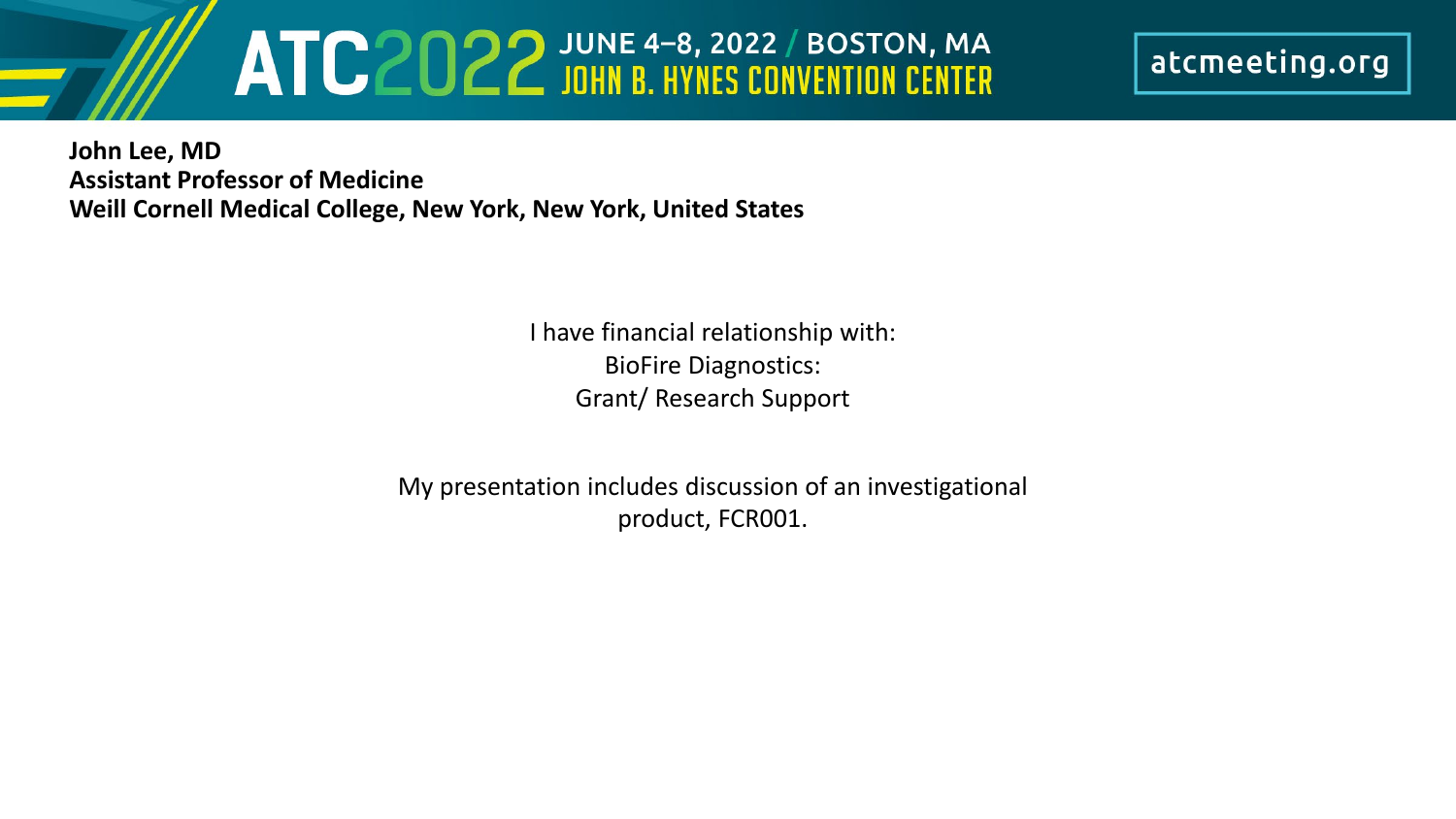**John Lee, MD**
**Assistant Professor of Medicine**
**Weill Cornell Medical College, New York, New York, United States**

I have financial relationship with:
BioFire Diagnostics:
Grant/ Research Support

My presentation includes discussion of an investigational product, FCR001.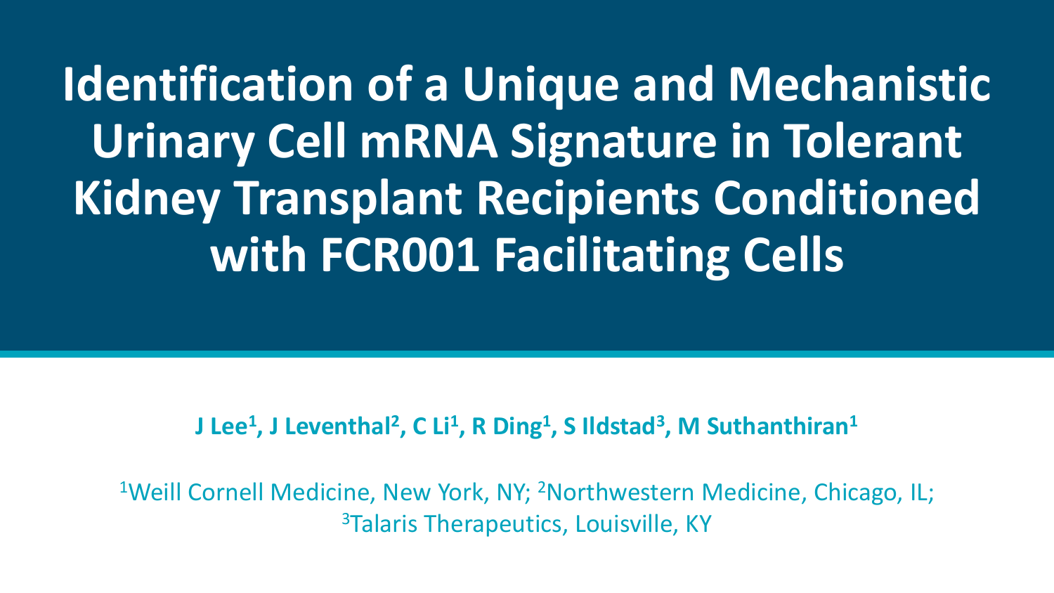# Identification of a Unique and Mechanistic Urinary Cell mRNA Signature in Tolerant Kidney Transplant Recipients Conditioned with FCR001 Facilitating Cells

**J Lee[1], J Leventhal[2], C Li[1], R Ding[1], S Ildstad[3], M Suthanthiran[1]**

[1]Weill Cornell Medicine, New York, NY; [2]Northwestern Medicine, Chicago, IL; [3]Talaris Therapeutics, Louisville, KY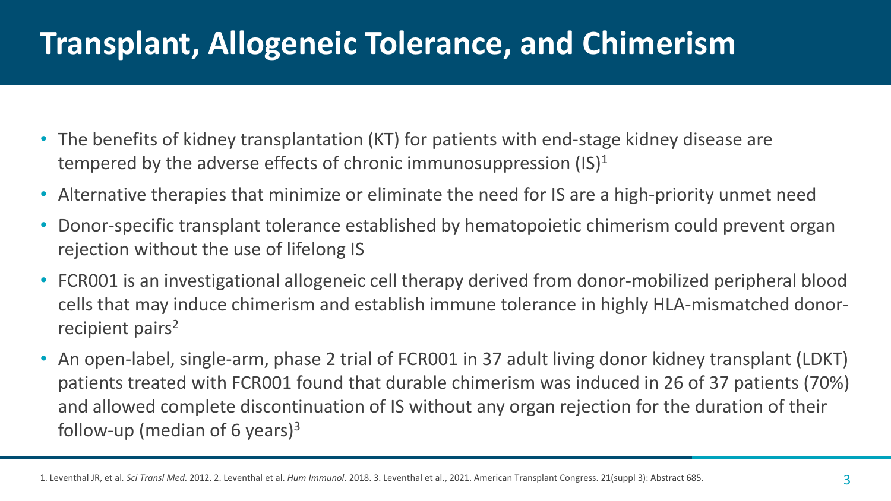# Transplant, Allogeneic Tolerance, and Chimerism

- The benefits of kidney transplantation (KT) for patients with end-stage kidney disease are tempered by the adverse effects of chronic immunosuppression (IS)[1]
- Alternative therapies that minimize or eliminate the need for IS are a high-priority unmet need
- Donor-specific transplant tolerance established by hematopoietic chimerism could prevent organ rejection without the use of lifelong IS
- FCR001 is an investigational allogeneic cell therapy derived from donor-mobilized peripheral blood cells that may induce chimerism and establish immune tolerance in highly HLA-mismatched donor-recipient pairs[2]
- An open-label, single-arm, phase 2 trial of FCR001 in 37 adult living donor kidney transplant (LDKT) patients treated with FCR001 found that durable chimerism was induced in 26 of 37 patients (70%) and allowed complete discontinuation of IS without any organ rejection for the duration of their follow-up (median of 6 years)[3]

1. Leventhal JR, et al. *Sci Transl Med*. 2012. 2. Leventhal et al. *Hum Immunol*. 2018. 3. Leventhal et al., 2021. American Transplant Congress. 21(suppl 3): Abstract 685.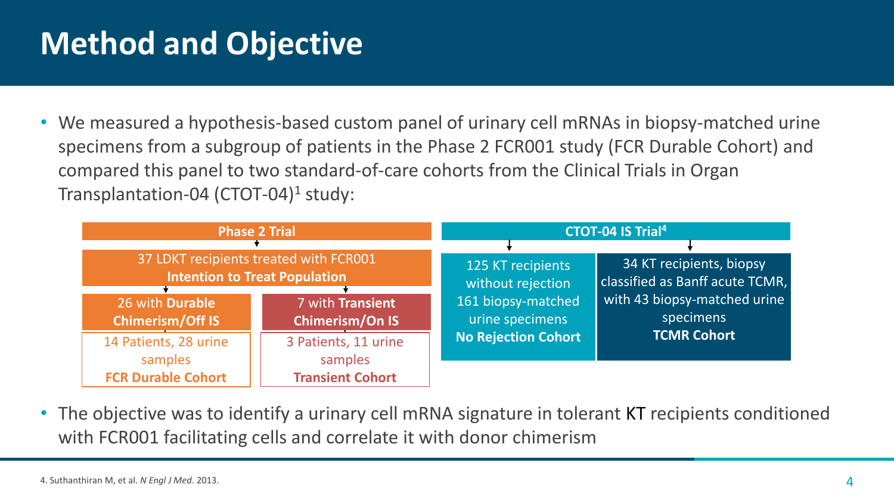# Method and Objective

- We measured a hypothesis-based custom panel of urinary cell mRNAs in biopsy-matched urine specimens from a subgroup of patients in the Phase 2 FCR001 study (FCR Durable Cohort) and compared this panel to two standard-of-care cohorts from the Clinical Trials in Organ Transplantation-04 (CTOT-04)[1] study:

**Phase 2 Trial**

37 LDKT recipients treated with FCR001
**Intention to Treat Population**

| 26 with **Durable Chimerism/Off IS** | 7 with **Transient Chimerism/On IS** |
| --- | --- |
| 14 Patients, 28 urine samples **FCR Durable Cohort** | 3 Patients, 11 urine samples **Transient Cohort** |

**CTOT-04 IS Trial**[4]

| | |
| --- | --- |
| 125 KT recipients without rejection 161 biopsy-matched urine specimens **No Rejection Cohort** | 34 KT recipients, biopsy classified as Banff acute TCMR, with 43 biopsy-matched urine specimens **TCMR Cohort** |

- The objective was to identify a urinary cell mRNA signature in tolerant KT recipients conditioned with FCR001 facilitating cells and correlate it with donor chimerism

4. Suthanthiran M, et al. *N Engl J Med*. 2013.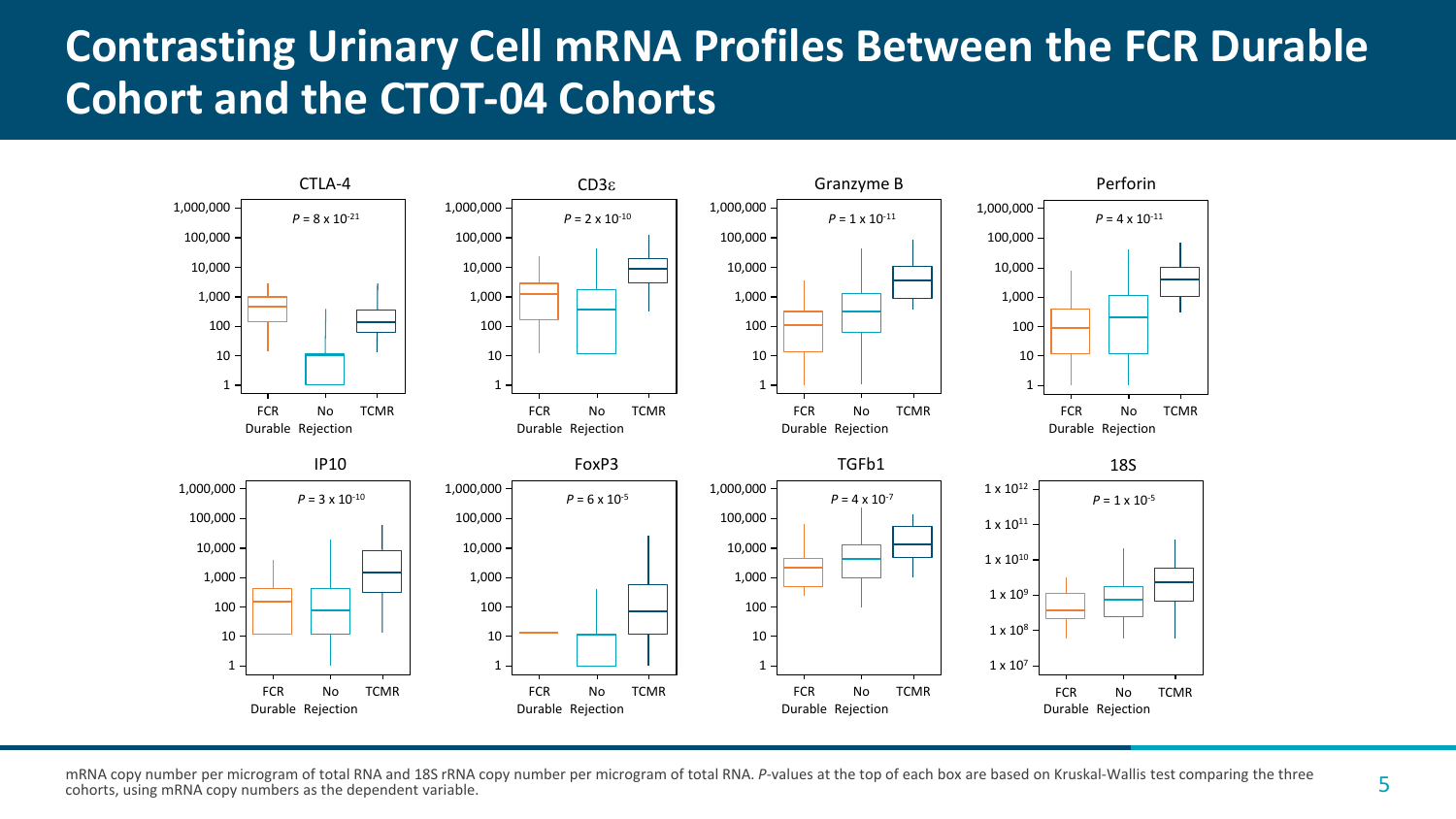# Contrasting Urinary Cell mRNA Profiles Between the FCR Durable Cohort and the CTOT-04 Cohorts

| Marker | P-value |
|---|---|
| CTLA-4 | $P = 8 \times 10^{-21}$ |
| CD3ε | $P = 2 \times 10^{-10}$ |
| Granzyme B | $P = 1 \times 10^{-11}$ |
| Perforin | $P = 4 \times 10^{-11}$ |
| IP10 | $P = 3 \times 10^{-10}$ |
| FoxP3 | $P = 6 \times 10^{-5}$ |
| TGFb1 | $P = 4 \times 10^{-7}$ |
| 18S | $P = 1 \times 10^{-5}$ |

Groups: FCR Durable, No Rejection, TCMR

mRNA copy number per microgram of total RNA and 18S rRNA copy number per microgram of total RNA. *P*-values at the top of each box are based on Kruskal-Wallis test comparing the three cohorts, using mRNA copy numbers as the dependent variable.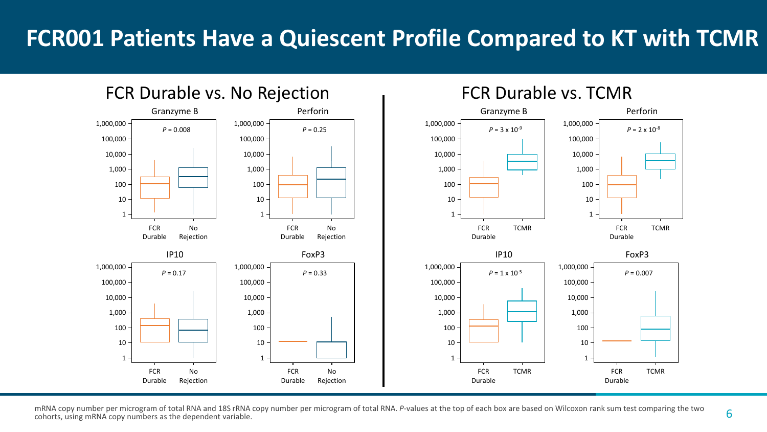# FCR001 Patients Have a Quiescent Profile Compared to KT with TCMR

## FCR Durable vs. No Rejection

**Granzyme B** — $P = 0.008$

**Perforin** — $P = 0.25$

**IP10** — $P = 0.17$

**FoxP3** — $P = 0.33$

## FCR Durable vs. TCMR

**Granzyme B** — $P = 3 \times 10^{-9}$

**Perforin** — $P = 2 \times 10^{-8}$

**IP10** — $P = 1 \times 10^{-5}$

**FoxP3** — $P = 0.007$

mRNA copy number per microgram of total RNA and 18S rRNA copy number per microgram of total RNA. *P*-values at the top of each box are based on Wilcoxon rank sum test comparing the two cohorts, using mRNA copy numbers as the dependent variable.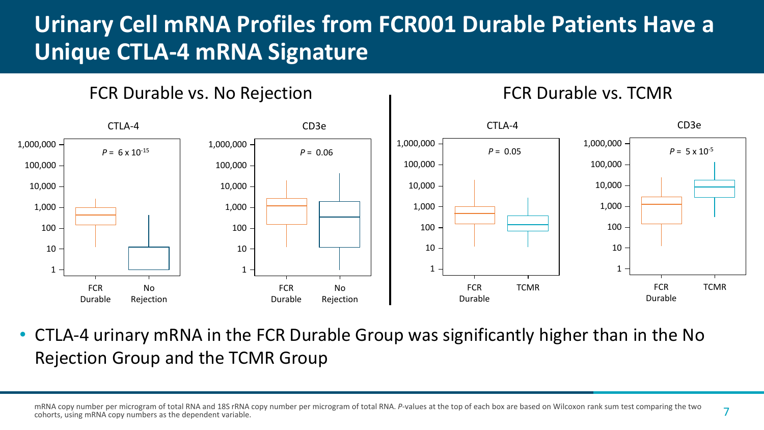# Urinary Cell mRNA Profiles from FCR001 Durable Patients Have a Unique CTLA-4 mRNA Signature

## FCR Durable vs. No Rejection

**CTLA-4** — $P = 6 \times 10^{-15}$

**CD3e** — $P = 0.06$

## FCR Durable vs. TCMR

**CTLA-4** — $P = 0.05$

**CD3e** — $P = 5 \times 10^{-5}$

- CTLA-4 urinary mRNA in the FCR Durable Group was significantly higher than in the No Rejection Group and the TCMR Group

mRNA copy number per microgram of total RNA and 18S rRNA copy number per microgram of total RNA. *P*-values at the top of each box are based on Wilcoxon rank sum test comparing the two cohorts, using mRNA copy numbers as the dependent variable.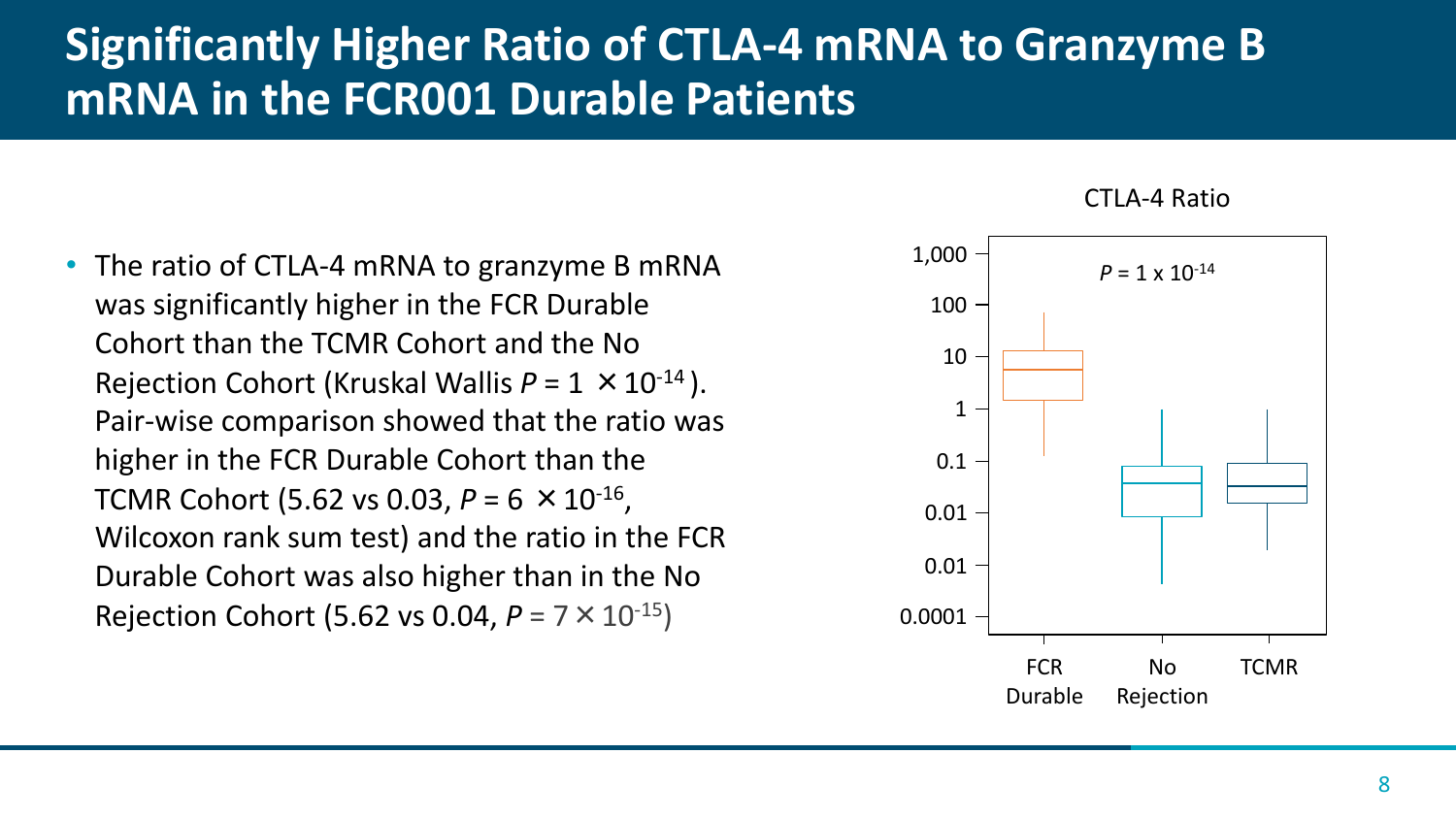# Significantly Higher Ratio of CTLA-4 mRNA to Granzyme B mRNA in the FCR001 Durable Patients

- The ratio of CTLA-4 mRNA to granzyme B mRNA was significantly higher in the FCR Durable Cohort than the TCMR Cohort and the No Rejection Cohort (Kruskal Wallis $P = 1 \times 10^{-14}$). Pair-wise comparison showed that the ratio was higher in the FCR Durable Cohort than the TCMR Cohort (5.62 vs 0.03, $P = 6 \times 10^{-16}$, Wilcoxon rank sum test) and the ratio in the FCR Durable Cohort was also higher than in the No Rejection Cohort (5.62 vs 0.04, $P = 7 \times 10^{-15}$)

CTLA-4 Ratio

$P = 1 \times 10^{-14}$

1,000
100
10
1
0.1
0.01
0.01
0.0001

FCR Durable | No Rejection | TCMR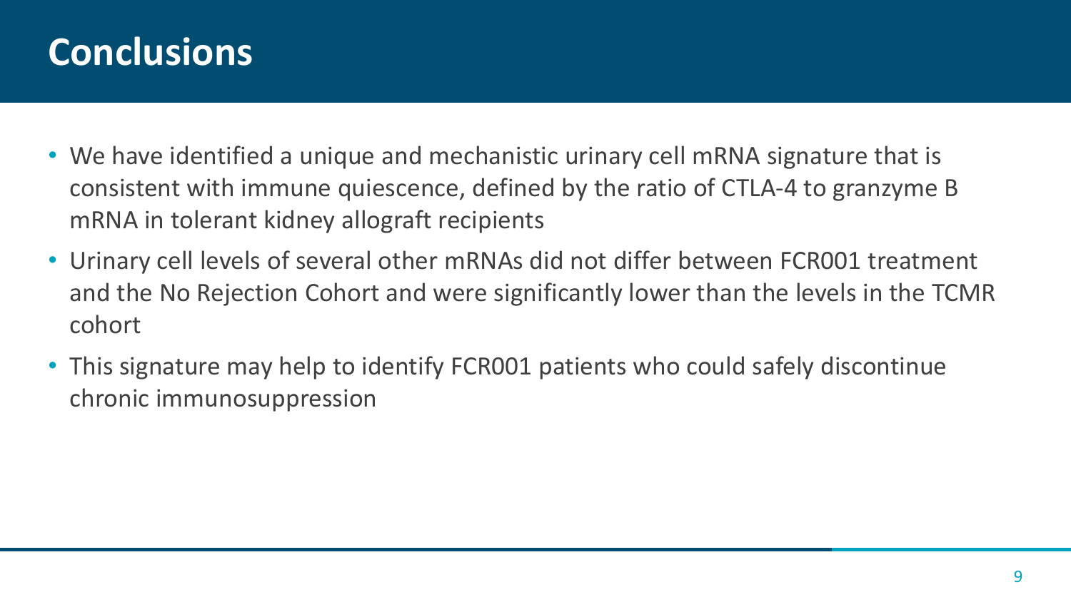# Conclusions

- We have identified a unique and mechanistic urinary cell mRNA signature that is consistent with immune quiescence, defined by the ratio of CTLA-4 to granzyme B mRNA in tolerant kidney allograft recipients
- Urinary cell levels of several other mRNAs did not differ between FCR001 treatment and the No Rejection Cohort and were significantly lower than the levels in the TCMR cohort
- This signature may help to identify FCR001 patients who could safely discontinue chronic immunosuppression